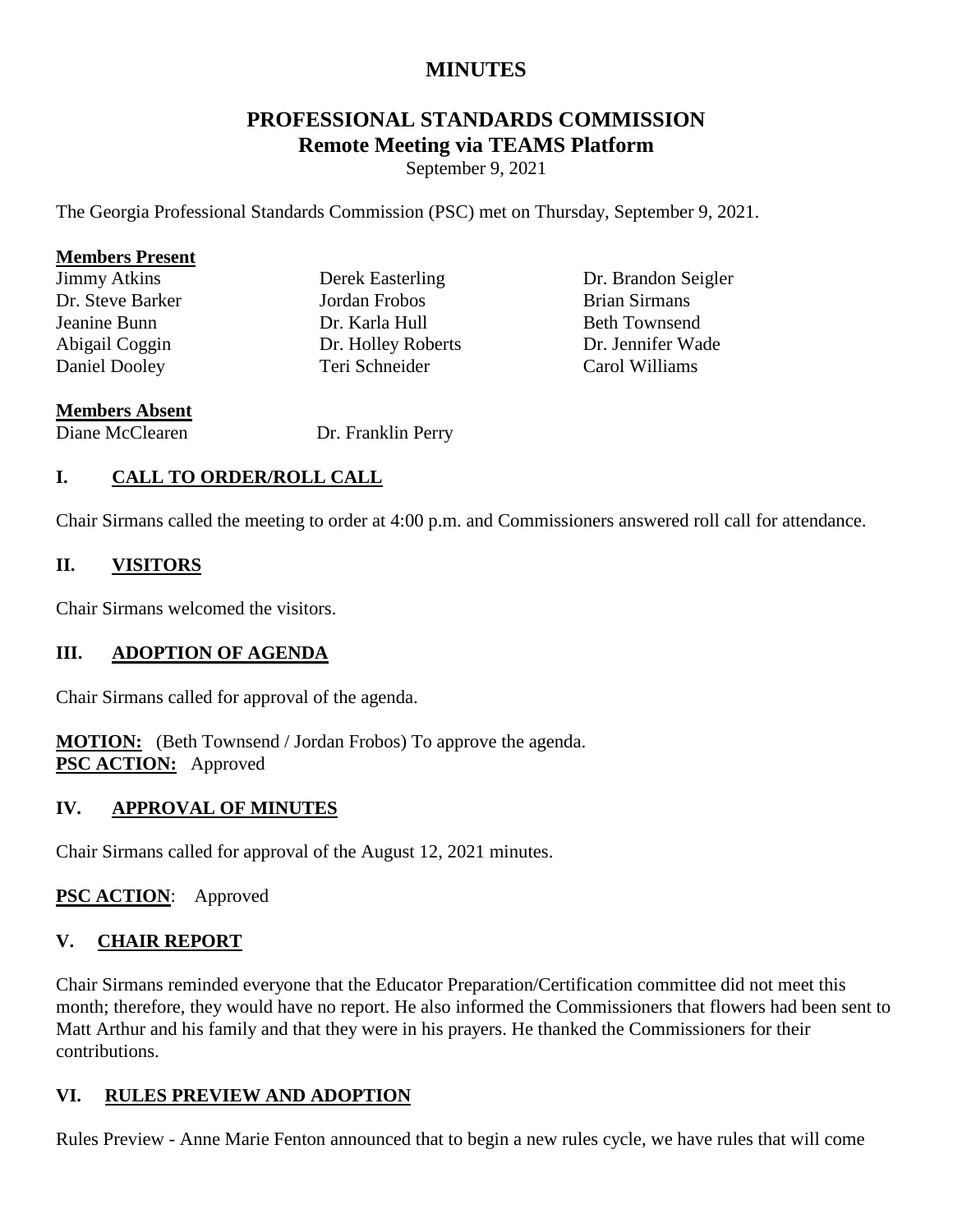# MINUTES

## PROFESSIONAL STANDARDS COMMISSION
## Remote Meeting via TEAMS Platform

September 9, 2021

The Georgia Professional Standards Commission (PSC) met on Thursday, September 9, 2021.

**Members Present**

Jimmy Atkins
Dr. Steve Barker
Jeanine Bunn
Abigail Coggin
Daniel Dooley
Derek Easterling
Jordan Frobos
Dr. Karla Hull
Dr. Holley Roberts
Teri Schneider
Dr. Brandon Seigler
Brian Sirmans
Beth Townsend
Dr. Jennifer Wade
Carol Williams

**Members Absent**

Diane McClearen
Dr. Franklin Perry

### I. CALL TO ORDER/ROLL CALL

Chair Sirmans called the meeting to order at 4:00 p.m. and Commissioners answered roll call for attendance.

### II. VISITORS

Chair Sirmans welcomed the visitors.

### III. ADOPTION OF AGENDA

Chair Sirmans called for approval of the agenda.

**MOTION:** (Beth Townsend / Jordan Frobos) To approve the agenda.
**PSC ACTION:** Approved

### IV. APPROVAL OF MINUTES

Chair Sirmans called for approval of the August 12, 2021 minutes.

**PSC ACTION**: Approved

### V. CHAIR REPORT

Chair Sirmans reminded everyone that the Educator Preparation/Certification committee did not meet this month; therefore, they would have no report. He also informed the Commissioners that flowers had been sent to Matt Arthur and his family and that they were in his prayers. He thanked the Commissioners for their contributions.

### VI. RULES PREVIEW AND ADOPTION

Rules Preview - Anne Marie Fenton announced that to begin a new rules cycle, we have rules that will come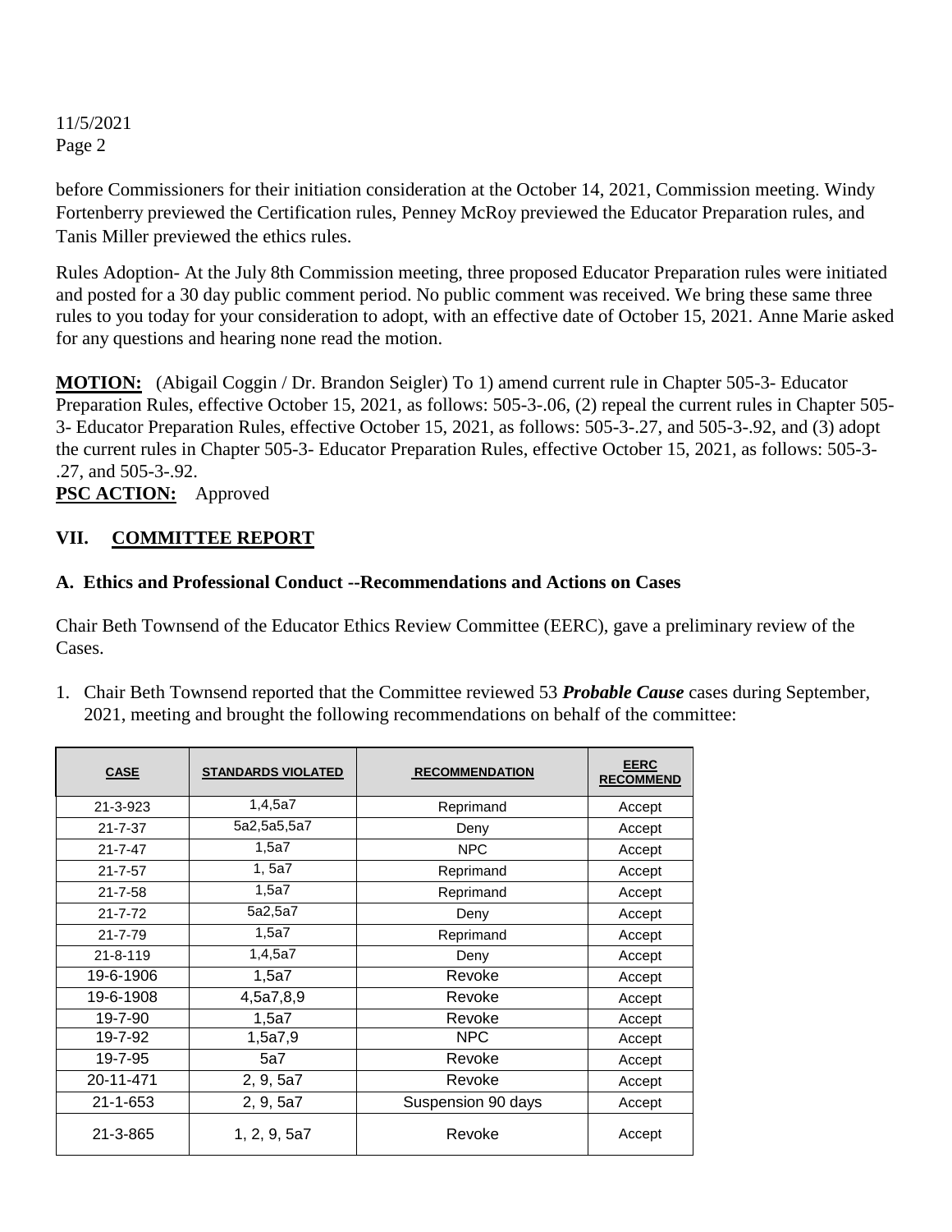before Commissioners for their initiation consideration at the October 14, 2021, Commission meeting. Windy Fortenberry previewed the Certification rules, Penney McRoy previewed the Educator Preparation rules, and Tanis Miller previewed the ethics rules.

Rules Adoption- At the July 8th Commission meeting, three proposed Educator Preparation rules were initiated and posted for a 30 day public comment period. No public comment was received. We bring these same three rules to you today for your consideration to adopt, with an effective date of October 15, 2021. Anne Marie asked for any questions and hearing none read the motion.

**MOTION:** (Abigail Coggin / Dr. Brandon Seigler) To 1) amend current rule in Chapter 505-3- Educator Preparation Rules, effective October 15, 2021, as follows: 505-3-.06, (2) repeal the current rules in Chapter 505-3- Educator Preparation Rules, effective October 15, 2021, as follows: 505-3-.27, and 505-3-.92, and (3) adopt the current rules in Chapter 505-3- Educator Preparation Rules, effective October 15, 2021, as follows: 505-3-.27, and 505-3-.92.

**PSC ACTION:** Approved

## VII. COMMITTEE REPORT

### A. Ethics and Professional Conduct --Recommendations and Actions on Cases

Chair Beth Townsend of the Educator Ethics Review Committee (EERC), gave a preliminary review of the Cases.

1. Chair Beth Townsend reported that the Committee reviewed 53 ***Probable Cause*** cases during September, 2021, meeting and brought the following recommendations on behalf of the committee:

| CASE | STANDARDS VIOLATED | RECOMMENDATION | EERC RECOMMEND |
|---|---|---|---|
| 21-3-923 | 1,4,5a7 | Reprimand | Accept |
| 21-7-37 | 5a2,5a5,5a7 | Deny | Accept |
| 21-7-47 | 1,5a7 | NPC | Accept |
| 21-7-57 | 1, 5a7 | Reprimand | Accept |
| 21-7-58 | 1,5a7 | Reprimand | Accept |
| 21-7-72 | 5a2,5a7 | Deny | Accept |
| 21-7-79 | 1,5a7 | Reprimand | Accept |
| 21-8-119 | 1,4,5a7 | Deny | Accept |
| 19-6-1906 | 1,5a7 | Revoke | Accept |
| 19-6-1908 | 4,5a7,8,9 | Revoke | Accept |
| 19-7-90 | 1,5a7 | Revoke | Accept |
| 19-7-92 | 1,5a7,9 | NPC | Accept |
| 19-7-95 | 5a7 | Revoke | Accept |
| 20-11-471 | 2, 9, 5a7 | Revoke | Accept |
| 21-1-653 | 2, 9, 5a7 | Suspension 90 days | Accept |
| 21-3-865 | 1, 2, 9, 5a7 | Revoke | Accept |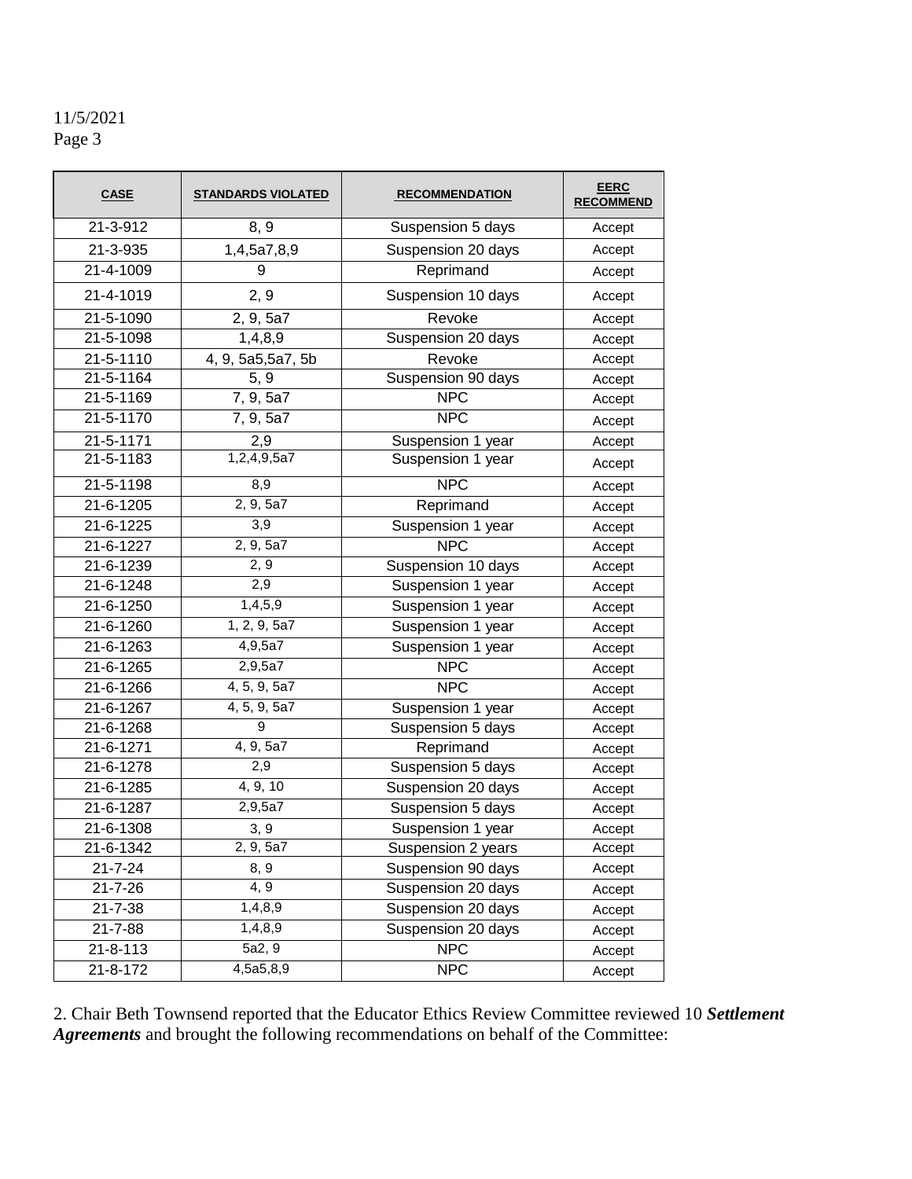| CASE | STANDARDS VIOLATED | RECOMMENDATION | EERC RECOMMEND |
|---|---|---|---|
| 21-3-912 | 8, 9 | Suspension 5 days | Accept |
| 21-3-935 | 1,4,5a7,8,9 | Suspension 20 days | Accept |
| 21-4-1009 | 9 | Reprimand | Accept |
| 21-4-1019 | 2, 9 | Suspension 10 days | Accept |
| 21-5-1090 | 2, 9, 5a7 | Revoke | Accept |
| 21-5-1098 | 1,4,8,9 | Suspension 20 days | Accept |
| 21-5-1110 | 4, 9, 5a5,5a7, 5b | Revoke | Accept |
| 21-5-1164 | 5, 9 | Suspension 90 days | Accept |
| 21-5-1169 | 7, 9, 5a7 | NPC | Accept |
| 21-5-1170 | 7, 9, 5a7 | NPC | Accept |
| 21-5-1171 | 2,9 | Suspension 1 year | Accept |
| 21-5-1183 | 1,2,4,9,5a7 | Suspension 1 year | Accept |
| 21-5-1198 | 8,9 | NPC | Accept |
| 21-6-1205 | 2, 9, 5a7 | Reprimand | Accept |
| 21-6-1225 | 3,9 | Suspension 1 year | Accept |
| 21-6-1227 | 2, 9, 5a7 | NPC | Accept |
| 21-6-1239 | 2, 9 | Suspension 10 days | Accept |
| 21-6-1248 | 2,9 | Suspension 1 year | Accept |
| 21-6-1250 | 1,4,5,9 | Suspension 1 year | Accept |
| 21-6-1260 | 1, 2, 9, 5a7 | Suspension 1 year | Accept |
| 21-6-1263 | 4,9,5a7 | Suspension 1 year | Accept |
| 21-6-1265 | 2,9,5a7 | NPC | Accept |
| 21-6-1266 | 4, 5, 9, 5a7 | NPC | Accept |
| 21-6-1267 | 4, 5, 9, 5a7 | Suspension 1 year | Accept |
| 21-6-1268 | 9 | Suspension 5 days | Accept |
| 21-6-1271 | 4, 9, 5a7 | Reprimand | Accept |
| 21-6-1278 | 2,9 | Suspension 5 days | Accept |
| 21-6-1285 | 4, 9, 10 | Suspension 20 days | Accept |
| 21-6-1287 | 2,9,5a7 | Suspension 5 days | Accept |
| 21-6-1308 | 3, 9 | Suspension 1 year | Accept |
| 21-6-1342 | 2, 9, 5a7 | Suspension 2 years | Accept |
| 21-7-24 | 8, 9 | Suspension 90 days | Accept |
| 21-7-26 | 4, 9 | Suspension 20 days | Accept |
| 21-7-38 | 1,4,8,9 | Suspension 20 days | Accept |
| 21-7-88 | 1,4,8,9 | Suspension 20 days | Accept |
| 21-8-113 | 5a2, 9 | NPC | Accept |
| 21-8-172 | 4,5a5,8,9 | NPC | Accept |

2. Chair Beth Townsend reported that the Educator Ethics Review Committee reviewed 10 ***Settlement Agreements*** and brought the following recommendations on behalf of the Committee: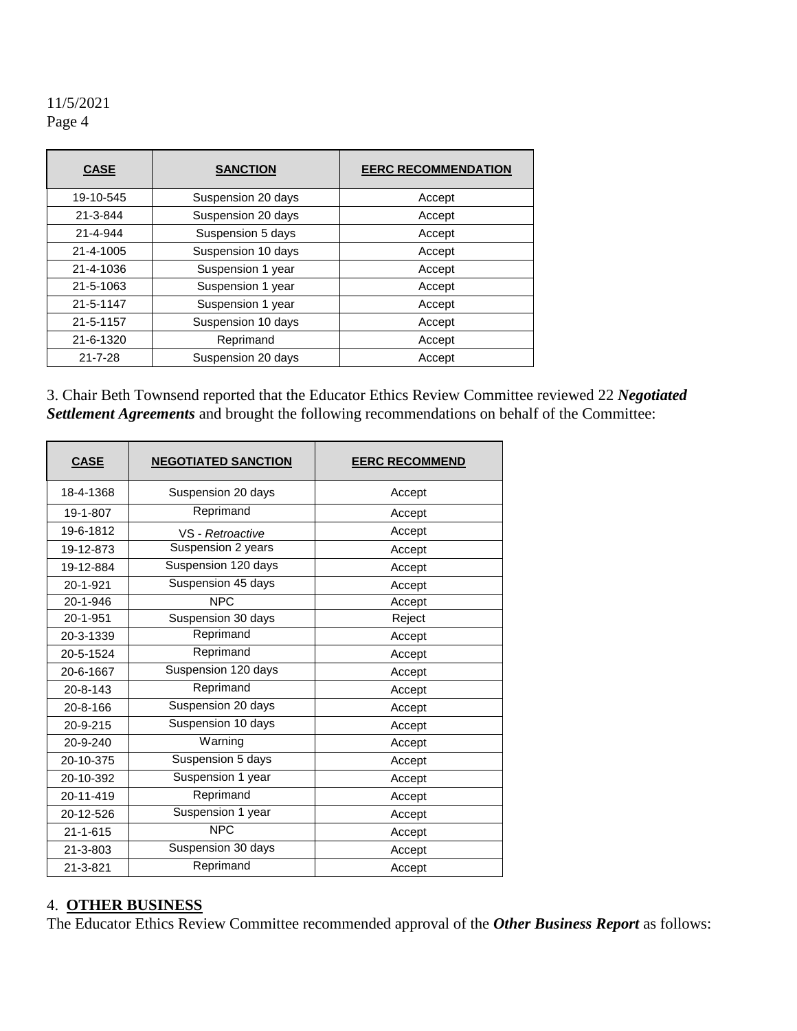11/5/2021
Page 4

| CASE | SANCTION | EERC RECOMMENDATION |
|---|---|---|
| 19-10-545 | Suspension 20 days | Accept |
| 21-3-844 | Suspension 20 days | Accept |
| 21-4-944 | Suspension 5 days | Accept |
| 21-4-1005 | Suspension 10 days | Accept |
| 21-4-1036 | Suspension 1 year | Accept |
| 21-5-1063 | Suspension 1 year | Accept |
| 21-5-1147 | Suspension 1 year | Accept |
| 21-5-1157 | Suspension 10 days | Accept |
| 21-6-1320 | Reprimand | Accept |
| 21-7-28 | Suspension 20 days | Accept |

3. Chair Beth Townsend reported that the Educator Ethics Review Committee reviewed 22 ***Negotiated Settlement Agreements*** and brought the following recommendations on behalf of the Committee:

| CASE | NEGOTIATED SANCTION | EERC RECOMMEND |
|---|---|---|
| 18-4-1368 | Suspension 20 days | Accept |
| 19-1-807 | Reprimand | Accept |
| 19-6-1812 | VS - *Retroactive* | Accept |
| 19-12-873 | Suspension 2 years | Accept |
| 19-12-884 | Suspension 120 days | Accept |
| 20-1-921 | Suspension 45 days | Accept |
| 20-1-946 | NPC | Accept |
| 20-1-951 | Suspension 30 days | Reject |
| 20-3-1339 | Reprimand | Accept |
| 20-5-1524 | Reprimand | Accept |
| 20-6-1667 | Suspension 120 days | Accept |
| 20-8-143 | Reprimand | Accept |
| 20-8-166 | Suspension 20 days | Accept |
| 20-9-215 | Suspension 10 days | Accept |
| 20-9-240 | Warning | Accept |
| 20-10-375 | Suspension 5 days | Accept |
| 20-10-392 | Suspension 1 year | Accept |
| 20-11-419 | Reprimand | Accept |
| 20-12-526 | Suspension 1 year | Accept |
| 21-1-615 | NPC | Accept |
| 21-3-803 | Suspension 30 days | Accept |
| 21-3-821 | Reprimand | Accept |

4. **OTHER BUSINESS**

The Educator Ethics Review Committee recommended approval of the ***Other Business Report*** as follows: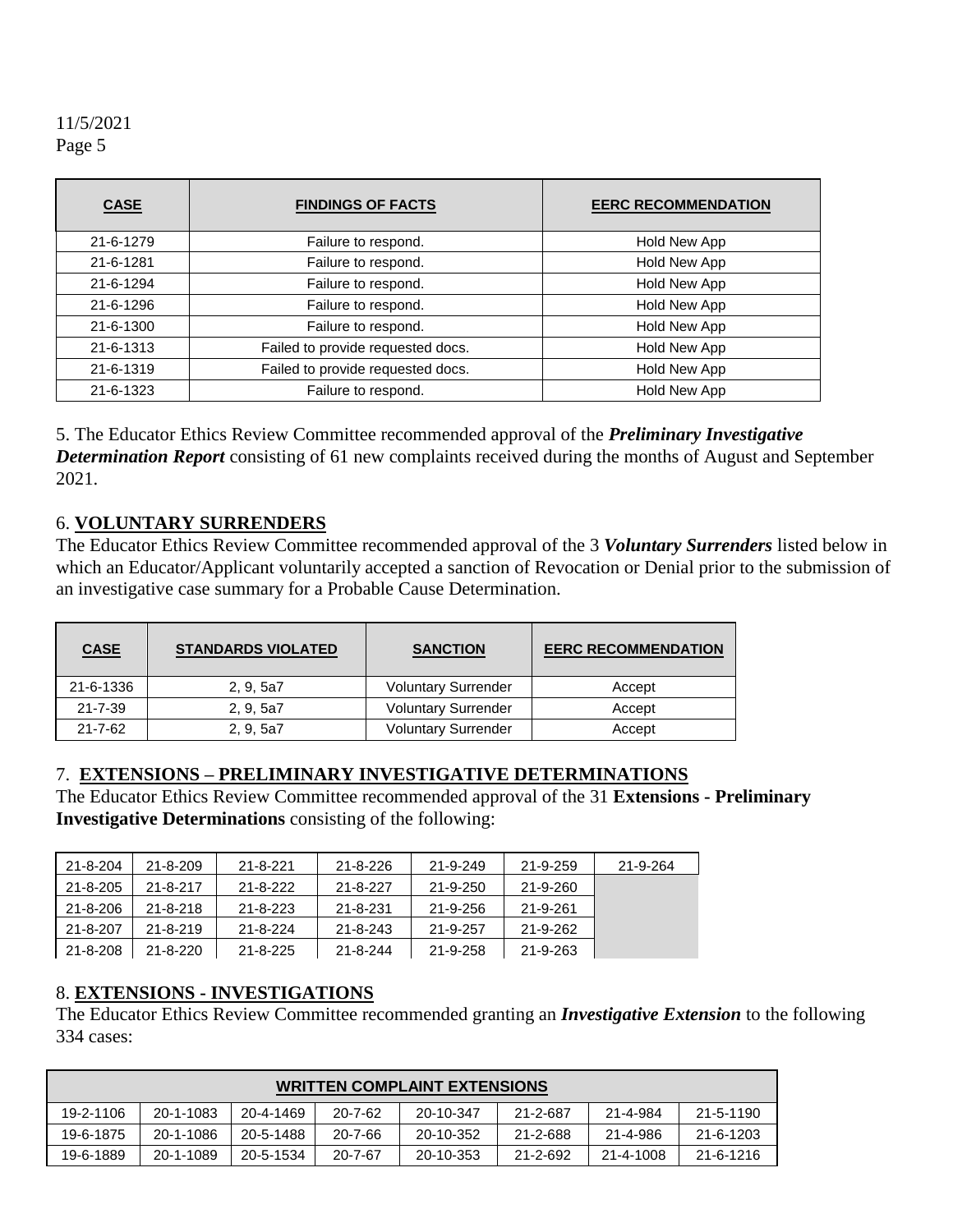| CASE | FINDINGS OF FACTS | EERC RECOMMENDATION |
|---|---|---|
| 21-6-1279 | Failure to respond. | Hold New App |
| 21-6-1281 | Failure to respond. | Hold New App |
| 21-6-1294 | Failure to respond. | Hold New App |
| 21-6-1296 | Failure to respond. | Hold New App |
| 21-6-1300 | Failure to respond. | Hold New App |
| 21-6-1313 | Failed to provide requested docs. | Hold New App |
| 21-6-1319 | Failed to provide requested docs. | Hold New App |
| 21-6-1323 | Failure to respond. | Hold New App |

5. The Educator Ethics Review Committee recommended approval of the ***Preliminary Investigative Determination Report*** consisting of 61 new complaints received during the months of August and September 2021.

## 6. VOLUNTARY SURRENDERS

The Educator Ethics Review Committee recommended approval of the 3 ***Voluntary Surrenders*** listed below in which an Educator/Applicant voluntarily accepted a sanction of Revocation or Denial prior to the submission of an investigative case summary for a Probable Cause Determination.

| CASE | STANDARDS VIOLATED | SANCTION | EERC RECOMMENDATION |
|---|---|---|---|
| 21-6-1336 | 2, 9, 5a7 | Voluntary Surrender | Accept |
| 21-7-39 | 2, 9, 5a7 | Voluntary Surrender | Accept |
| 21-7-62 | 2, 9, 5a7 | Voluntary Surrender | Accept |

## 7. EXTENSIONS – PRELIMINARY INVESTIGATIVE DETERMINATIONS

The Educator Ethics Review Committee recommended approval of the 31 **Extensions - Preliminary Investigative Determinations** consisting of the following:

| | | | | | | |
|---|---|---|---|---|---|---|
| 21-8-204 | 21-8-209 | 21-8-221 | 21-8-226 | 21-9-249 | 21-9-259 | 21-9-264 |
| 21-8-205 | 21-8-217 | 21-8-222 | 21-8-227 | 21-9-250 | 21-9-260 | |
| 21-8-206 | 21-8-218 | 21-8-223 | 21-8-231 | 21-9-256 | 21-9-261 | |
| 21-8-207 | 21-8-219 | 21-8-224 | 21-8-243 | 21-9-257 | 21-9-262 | |
| 21-8-208 | 21-8-220 | 21-8-225 | 21-8-244 | 21-9-258 | 21-9-263 | |

## 8. EXTENSIONS - INVESTIGATIONS

The Educator Ethics Review Committee recommended granting an ***Investigative Extension*** to the following 334 cases:

| WRITTEN COMPLAINT EXTENSIONS | | | | | | | |
|---|---|---|---|---|---|---|---|
| 19-2-1106 | 20-1-1083 | 20-4-1469 | 20-7-62 | 20-10-347 | 21-2-687 | 21-4-984 | 21-5-1190 |
| 19-6-1875 | 20-1-1086 | 20-5-1488 | 20-7-66 | 20-10-352 | 21-2-688 | 21-4-986 | 21-6-1203 |
| 19-6-1889 | 20-1-1089 | 20-5-1534 | 20-7-67 | 20-10-353 | 21-2-692 | 21-4-1008 | 21-6-1216 |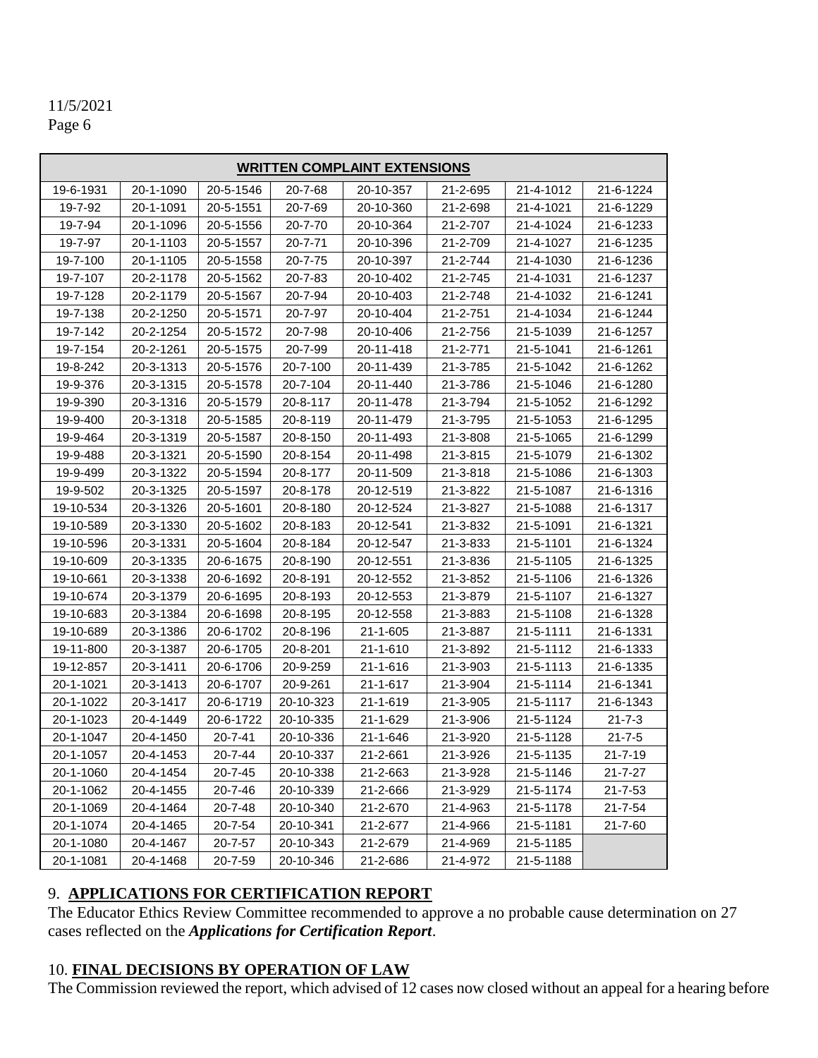11/5/2021
Page 6

| WRITTEN COMPLAINT EXTENSIONS | | | | | | | |
|---|---|---|---|---|---|---|---|
| 19-6-1931 | 20-1-1090 | 20-5-1546 | 20-7-68 | 20-10-357 | 21-2-695 | 21-4-1012 | 21-6-1224 |
| 19-7-92 | 20-1-1091 | 20-5-1551 | 20-7-69 | 20-10-360 | 21-2-698 | 21-4-1021 | 21-6-1229 |
| 19-7-94 | 20-1-1096 | 20-5-1556 | 20-7-70 | 20-10-364 | 21-2-707 | 21-4-1024 | 21-6-1233 |
| 19-7-97 | 20-1-1103 | 20-5-1557 | 20-7-71 | 20-10-396 | 21-2-709 | 21-4-1027 | 21-6-1235 |
| 19-7-100 | 20-1-1105 | 20-5-1558 | 20-7-75 | 20-10-397 | 21-2-744 | 21-4-1030 | 21-6-1236 |
| 19-7-107 | 20-2-1178 | 20-5-1562 | 20-7-83 | 20-10-402 | 21-2-745 | 21-4-1031 | 21-6-1237 |
| 19-7-128 | 20-2-1179 | 20-5-1567 | 20-7-94 | 20-10-403 | 21-2-748 | 21-4-1032 | 21-6-1241 |
| 19-7-138 | 20-2-1250 | 20-5-1571 | 20-7-97 | 20-10-404 | 21-2-751 | 21-4-1034 | 21-6-1244 |
| 19-7-142 | 20-2-1254 | 20-5-1572 | 20-7-98 | 20-10-406 | 21-2-756 | 21-5-1039 | 21-6-1257 |
| 19-7-154 | 20-2-1261 | 20-5-1575 | 20-7-99 | 20-11-418 | 21-2-771 | 21-5-1041 | 21-6-1261 |
| 19-8-242 | 20-3-1313 | 20-5-1576 | 20-7-100 | 20-11-439 | 21-3-785 | 21-5-1042 | 21-6-1262 |
| 19-9-376 | 20-3-1315 | 20-5-1578 | 20-7-104 | 20-11-440 | 21-3-786 | 21-5-1046 | 21-6-1280 |
| 19-9-390 | 20-3-1316 | 20-5-1579 | 20-8-117 | 20-11-478 | 21-3-794 | 21-5-1052 | 21-6-1292 |
| 19-9-400 | 20-3-1318 | 20-5-1585 | 20-8-119 | 20-11-479 | 21-3-795 | 21-5-1053 | 21-6-1295 |
| 19-9-464 | 20-3-1319 | 20-5-1587 | 20-8-150 | 20-11-493 | 21-3-808 | 21-5-1065 | 21-6-1299 |
| 19-9-488 | 20-3-1321 | 20-5-1590 | 20-8-154 | 20-11-498 | 21-3-815 | 21-5-1079 | 21-6-1302 |
| 19-9-499 | 20-3-1322 | 20-5-1594 | 20-8-177 | 20-11-509 | 21-3-818 | 21-5-1086 | 21-6-1303 |
| 19-9-502 | 20-3-1325 | 20-5-1597 | 20-8-178 | 20-12-519 | 21-3-822 | 21-5-1087 | 21-6-1316 |
| 19-10-534 | 20-3-1326 | 20-5-1601 | 20-8-180 | 20-12-524 | 21-3-827 | 21-5-1088 | 21-6-1317 |
| 19-10-589 | 20-3-1330 | 20-5-1602 | 20-8-183 | 20-12-541 | 21-3-832 | 21-5-1091 | 21-6-1321 |
| 19-10-596 | 20-3-1331 | 20-5-1604 | 20-8-184 | 20-12-547 | 21-3-833 | 21-5-1101 | 21-6-1324 |
| 19-10-609 | 20-3-1335 | 20-6-1675 | 20-8-190 | 20-12-551 | 21-3-836 | 21-5-1105 | 21-6-1325 |
| 19-10-661 | 20-3-1338 | 20-6-1692 | 20-8-191 | 20-12-552 | 21-3-852 | 21-5-1106 | 21-6-1326 |
| 19-10-674 | 20-3-1379 | 20-6-1695 | 20-8-193 | 20-12-553 | 21-3-879 | 21-5-1107 | 21-6-1327 |
| 19-10-683 | 20-3-1384 | 20-6-1698 | 20-8-195 | 20-12-558 | 21-3-883 | 21-5-1108 | 21-6-1328 |
| 19-10-689 | 20-3-1386 | 20-6-1702 | 20-8-196 | 21-1-605 | 21-3-887 | 21-5-1111 | 21-6-1331 |
| 19-11-800 | 20-3-1387 | 20-6-1705 | 20-8-201 | 21-1-610 | 21-3-892 | 21-5-1112 | 21-6-1333 |
| 19-12-857 | 20-3-1411 | 20-6-1706 | 20-9-259 | 21-1-616 | 21-3-903 | 21-5-1113 | 21-6-1335 |
| 20-1-1021 | 20-3-1413 | 20-6-1707 | 20-9-261 | 21-1-617 | 21-3-904 | 21-5-1114 | 21-6-1341 |
| 20-1-1022 | 20-3-1417 | 20-6-1719 | 20-10-323 | 21-1-619 | 21-3-905 | 21-5-1117 | 21-6-1343 |
| 20-1-1023 | 20-4-1449 | 20-6-1722 | 20-10-335 | 21-1-629 | 21-3-906 | 21-5-1124 | 21-7-3 |
| 20-1-1047 | 20-4-1450 | 20-7-41 | 20-10-336 | 21-1-646 | 21-3-920 | 21-5-1128 | 21-7-5 |
| 20-1-1057 | 20-4-1453 | 20-7-44 | 20-10-337 | 21-2-661 | 21-3-926 | 21-5-1135 | 21-7-19 |
| 20-1-1060 | 20-4-1454 | 20-7-45 | 20-10-338 | 21-2-663 | 21-3-928 | 21-5-1146 | 21-7-27 |
| 20-1-1062 | 20-4-1455 | 20-7-46 | 20-10-339 | 21-2-666 | 21-3-929 | 21-5-1174 | 21-7-53 |
| 20-1-1069 | 20-4-1464 | 20-7-48 | 20-10-340 | 21-2-670 | 21-4-963 | 21-5-1178 | 21-7-54 |
| 20-1-1074 | 20-4-1465 | 20-7-54 | 20-10-341 | 21-2-677 | 21-4-966 | 21-5-1181 | 21-7-60 |
| 20-1-1080 | 20-4-1467 | 20-7-57 | 20-10-343 | 21-2-679 | 21-4-969 | 21-5-1185 | |
| 20-1-1081 | 20-4-1468 | 20-7-59 | 20-10-346 | 21-2-686 | 21-4-972 | 21-5-1188 | |

## 9. **APPLICATIONS FOR CERTIFICATION REPORT**

The Educator Ethics Review Committee recommended to approve a no probable cause determination on 27 cases reflected on the ***Applications for Certification Report***.

## 10. **FINAL DECISIONS BY OPERATION OF LAW**

The Commission reviewed the report, which advised of 12 cases now closed without an appeal for a hearing before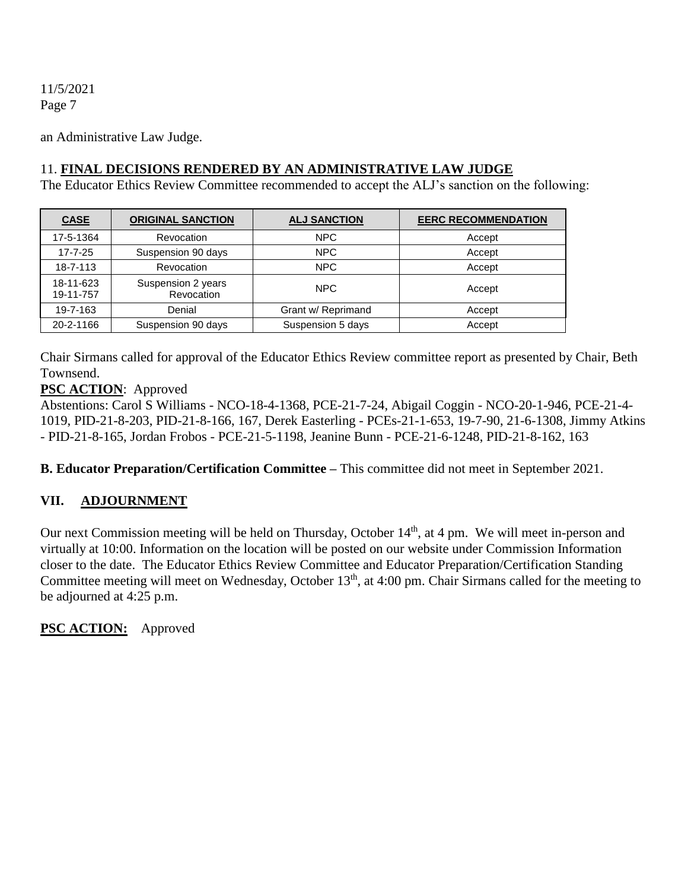11/5/2021

an Administrative Law Judge.

11. **FINAL DECISIONS RENDERED BY AN ADMINISTRATIVE LAW JUDGE**

The Educator Ethics Review Committee recommended to accept the ALJ's sanction on the following:

| CASE | ORIGINAL SANCTION | ALJ SANCTION | EERC RECOMMENDATION |
|---|---|---|---|
| 17-5-1364 | Revocation | NPC | Accept |
| 17-7-25 | Suspension 90 days | NPC | Accept |
| 18-7-113 | Revocation | NPC | Accept |
| 18-11-623 19-11-757 | Suspension 2 years Revocation | NPC | Accept |
| 19-7-163 | Denial | Grant w/ Reprimand | Accept |
| 20-2-1166 | Suspension 90 days | Suspension 5 days | Accept |

Chair Sirmans called for approval of the Educator Ethics Review committee report as presented by Chair, Beth Townsend.

**PSC ACTION**: Approved

Abstentions: Carol S Williams - NCO-18-4-1368, PCE-21-7-24, Abigail Coggin - NCO-20-1-946, PCE-21-4-1019, PID-21-8-203, PID-21-8-166, 167, Derek Easterling - PCEs-21-1-653, 19-7-90, 21-6-1308, Jimmy Atkins - PID-21-8-165, Jordan Frobos - PCE-21-5-1198, Jeanine Bunn - PCE-21-6-1248, PID-21-8-162, 163

**B. Educator Preparation/Certification Committee –** This committee did not meet in September 2021.

## VII. ADJOURNMENT

Our next Commission meeting will be held on Thursday, October 14th, at 4 pm. We will meet in-person and virtually at 10:00. Information on the location will be posted on our website under Commission Information closer to the date. The Educator Ethics Review Committee and Educator Preparation/Certification Standing Committee meeting will meet on Wednesday, October 13th, at 4:00 pm. Chair Sirmans called for the meeting to be adjourned at 4:25 p.m.

**PSC ACTION:** Approved